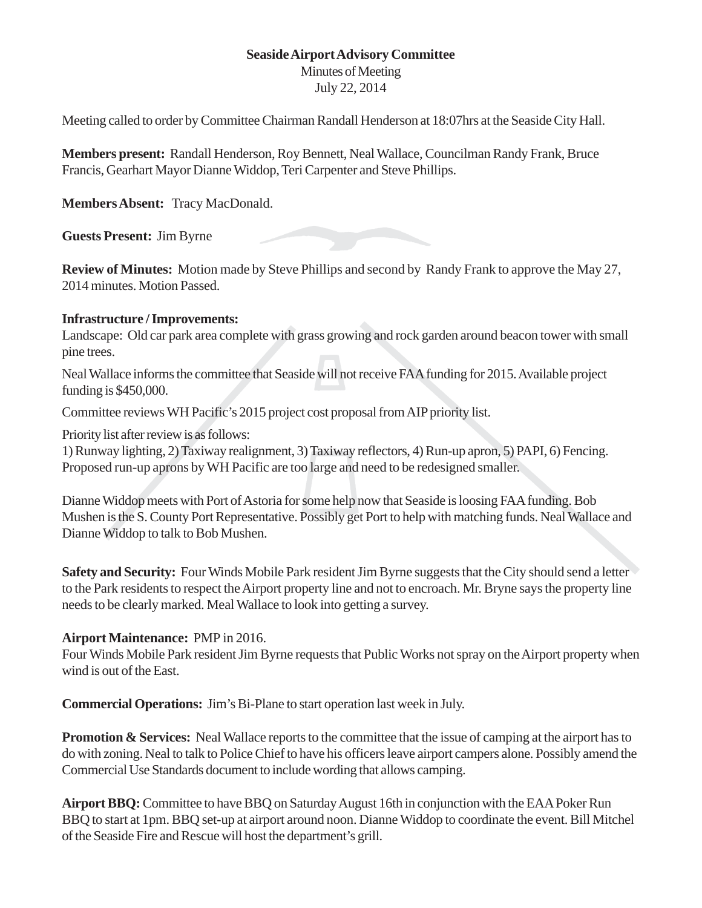**Seaside Airport Advisory Committee**

Minutes of Meeting

July 22, 2014

Meeting called to order by Committee Chairman Randall Henderson at 18:07hrs at the Seaside City Hall.

**Members present:** Randall Henderson, Roy Bennett, Neal Wallace, Councilman Randy Frank, Bruce Francis, Gearhart Mayor Dianne Widdop, Teri Carpenter and Steve Phillips.

**Members Absent:** Tracy MacDonald.

**Guests Present:** Jim Byrne

**Review of Minutes:** Motion made by Steve Phillips and second by Randy Frank to approve the May 27, 2014 minutes. Motion Passed.

**Infrastructure / Improvements:**

Landscape: Old car park area complete with grass growing and rock garden around beacon tower with small pine trees.

Neal Wallace informs the committee that Seaside will not receive FAA funding for 2015. Available project funding is $450,000.

Committee reviews WH Pacific's 2015 project cost proposal from AIP priority list.

Priority list after review is as follows:

1) Runway lighting, 2) Taxiway realignment, 3) Taxiway reflectors, 4) Run-up apron, 5) PAPI, 6) Fencing. Proposed run-up aprons by WH Pacific are too large and need to be redesigned smaller.

Dianne Widdop meets with Port of Astoria for some help now that Seaside is loosing FAA funding. Bob Mushen is the S. County Port Representative. Possibly get Port to help with matching funds. Neal Wallace and Dianne Widdop to talk to Bob Mushen.

**Safety and Security:** Four Winds Mobile Park resident Jim Byrne suggests that the City should send a letter to the Park residents to respect the Airport property line and not to encroach. Mr. Bryne says the property line needs to be clearly marked. Meal Wallace to look into getting a survey.

**Airport Maintenance:** PMP in 2016.

Four Winds Mobile Park resident Jim Byrne requests that Public Works not spray on the Airport property when wind is out of the East.

**Commercial Operations:** Jim's Bi-Plane to start operation last week in July.

**Promotion & Services:** Neal Wallace reports to the committee that the issue of camping at the airport has to do with zoning. Neal to talk to Police Chief to have his officers leave airport campers alone. Possibly amend the Commercial Use Standards document to include wording that allows camping.

**Airport BBQ:** Committee to have BBQ on Saturday August 16th in conjunction with the EAA Poker Run BBQ to start at 1pm. BBQ set-up at airport around noon. Dianne Widdop to coordinate the event. Bill Mitchel of the Seaside Fire and Rescue will host the department's grill.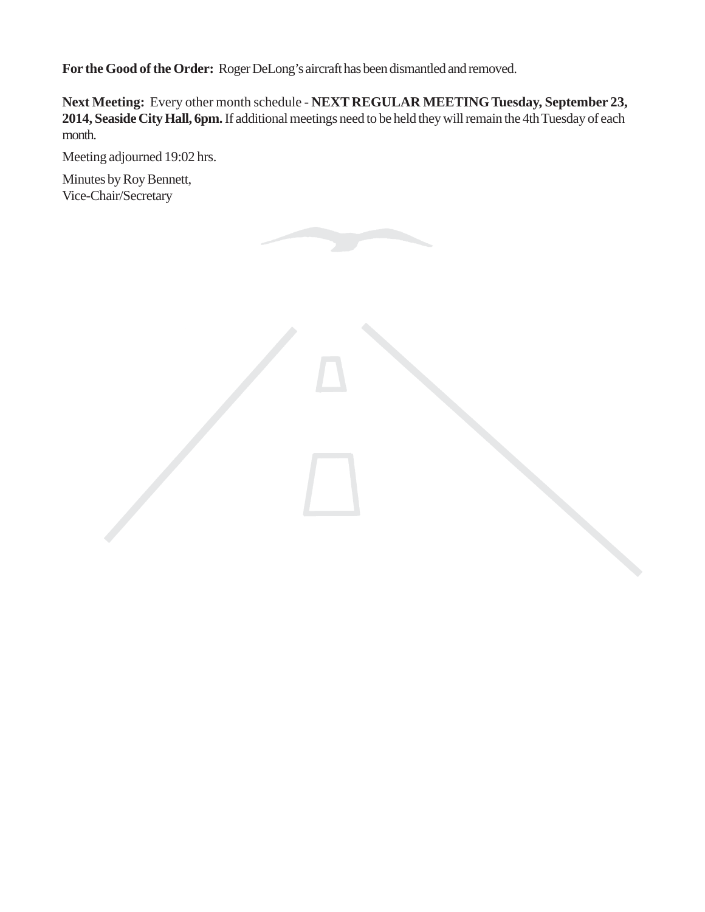**For the Good of the Order:** Roger DeLong's aircraft has been dismantled and removed.

**Next Meeting:** Every other month schedule - **NEXT REGULAR MEETING Tuesday, September 23, 2014, Seaside City Hall, 6pm.** If additional meetings need to be held they will remain the 4th Tuesday of each month.

Meeting adjourned 19:02 hrs.

Minutes by Roy Bennett,
Vice-Chair/Secretary